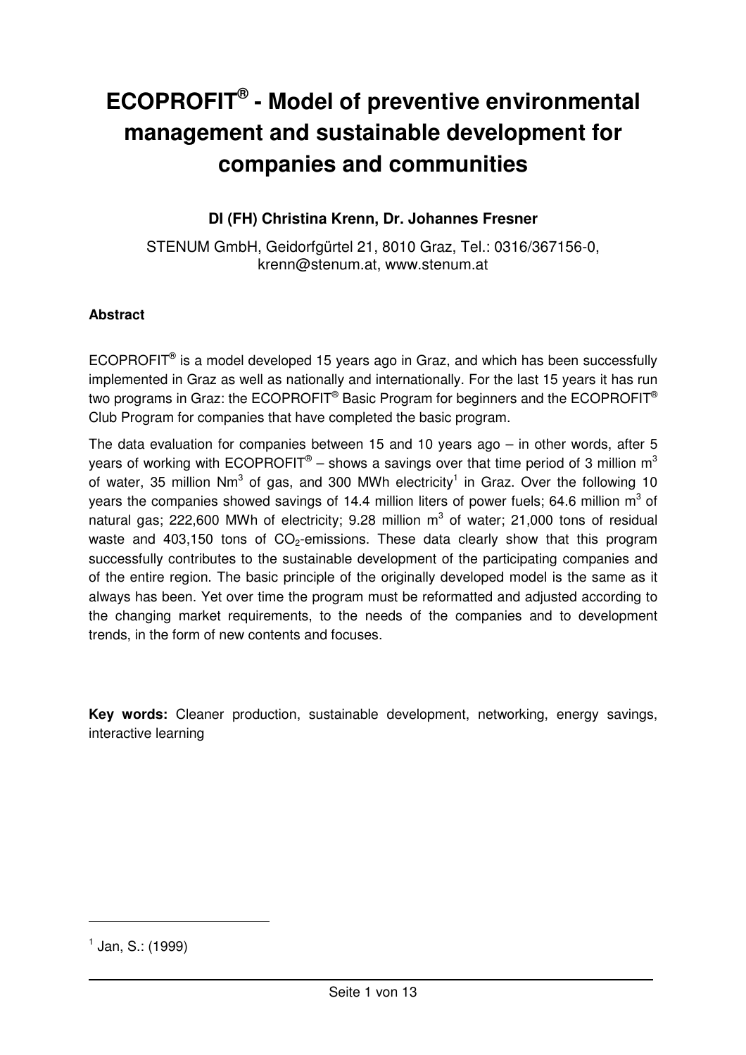# ECOPROFIT® - Model of preventive environmental management and sustainable development for companies and communities

**DI (FH) Christina Krenn, Dr. Johannes Fresner**

STENUM GmbH, Geidorfgürtel 21, 8010 Graz, Tel.: 0316/367156-0, krenn@stenum.at, www.stenum.at

**Abstract**

ECOPROFIT® is a model developed 15 years ago in Graz, and which has been successfully implemented in Graz as well as nationally and internationally. For the last 15 years it has run two programs in Graz: the ECOPROFIT® Basic Program for beginners and the ECOPROFIT® Club Program for companies that have completed the basic program.

The data evaluation for companies between 15 and 10 years ago – in other words, after 5 years of working with ECOPROFIT® – shows a savings over that time period of 3 million $m^3$ of water, 35 million $Nm^3$ of gas, and 300 MWh electricity[1] in Graz. Over the following 10 years the companies showed savings of 14.4 million liters of power fuels; 64.6 million $m^3$ of natural gas; 222,600 MWh of electricity; 9.28 million $m^3$ of water; 21,000 tons of residual waste and 403,150 tons of $CO_2$-emissions. These data clearly show that this program successfully contributes to the sustainable development of the participating companies and of the entire region. The basic principle of the originally developed model is the same as it always has been. Yet over time the program must be reformatted and adjusted according to the changing market requirements, to the needs of the companies and to development trends, in the form of new contents and focuses.

**Key words:** Cleaner production, sustainable development, networking, energy savings, interactive learning

[1] Jan, S.: (1999)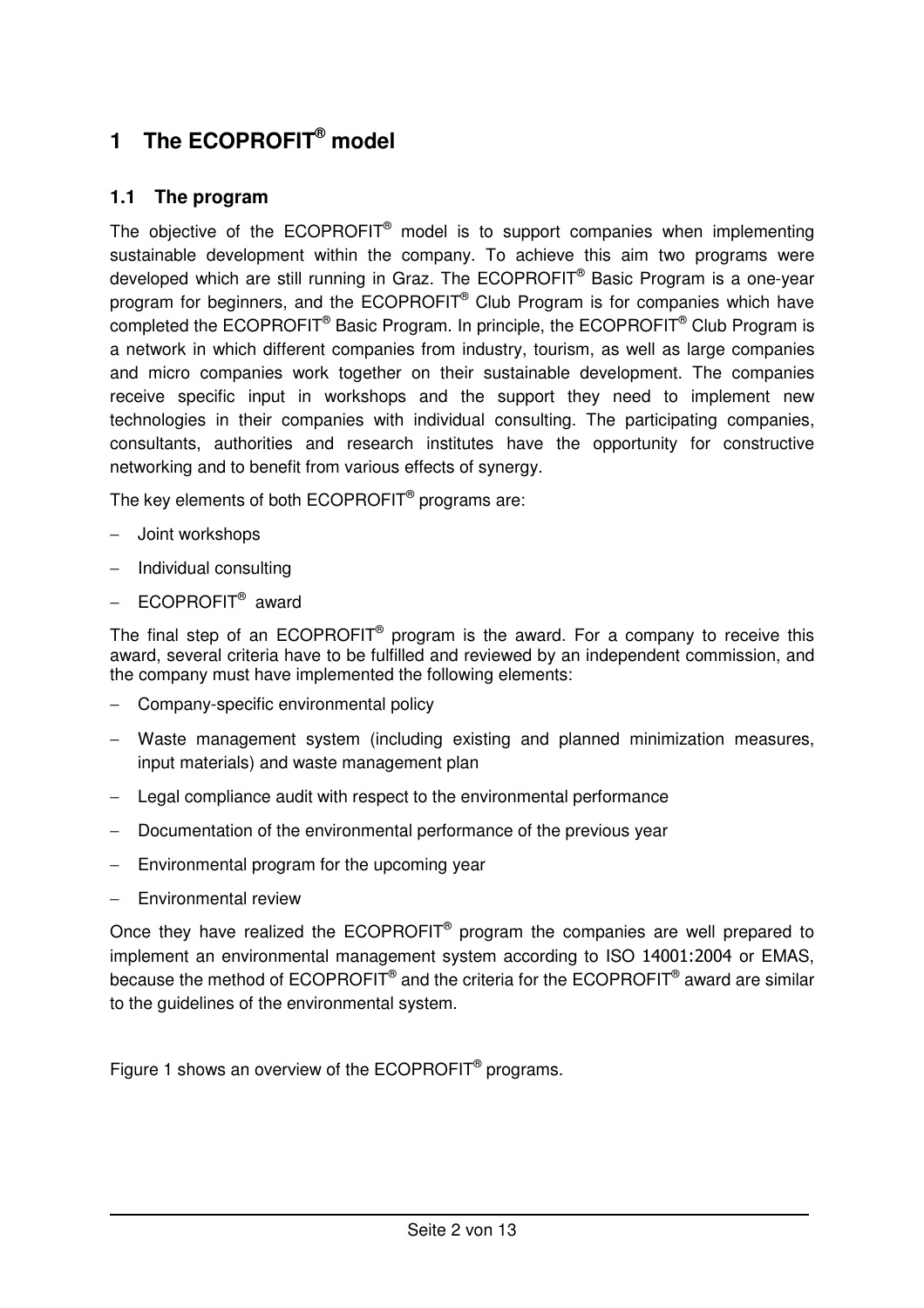# 1 The ECOPROFIT® model

## 1.1 The program

The objective of the ECOPROFIT® model is to support companies when implementing sustainable development within the company. To achieve this aim two programs were developed which are still running in Graz. The ECOPROFIT® Basic Program is a one-year program for beginners, and the ECOPROFIT® Club Program is for companies which have completed the ECOPROFIT® Basic Program. In principle, the ECOPROFIT® Club Program is a network in which different companies from industry, tourism, as well as large companies and micro companies work together on their sustainable development. The companies receive specific input in workshops and the support they need to implement new technologies in their companies with individual consulting. The participating companies, consultants, authorities and research institutes have the opportunity for constructive networking and to benefit from various effects of synergy.

The key elements of both ECOPROFIT® programs are:

- Joint workshops
- Individual consulting
- ECOPROFIT® award

The final step of an ECOPROFIT® program is the award. For a company to receive this award, several criteria have to be fulfilled and reviewed by an independent commission, and the company must have implemented the following elements:

- Company-specific environmental policy
- Waste management system (including existing and planned minimization measures, input materials) and waste management plan
- Legal compliance audit with respect to the environmental performance
- Documentation of the environmental performance of the previous year
- Environmental program for the upcoming year
- Environmental review

Once they have realized the ECOPROFIT® program the companies are well prepared to implement an environmental management system according to ISO 14001:2004 or EMAS, because the method of ECOPROFIT® and the criteria for the ECOPROFIT® award are similar to the guidelines of the environmental system.

Figure 1 shows an overview of the ECOPROFIT® programs.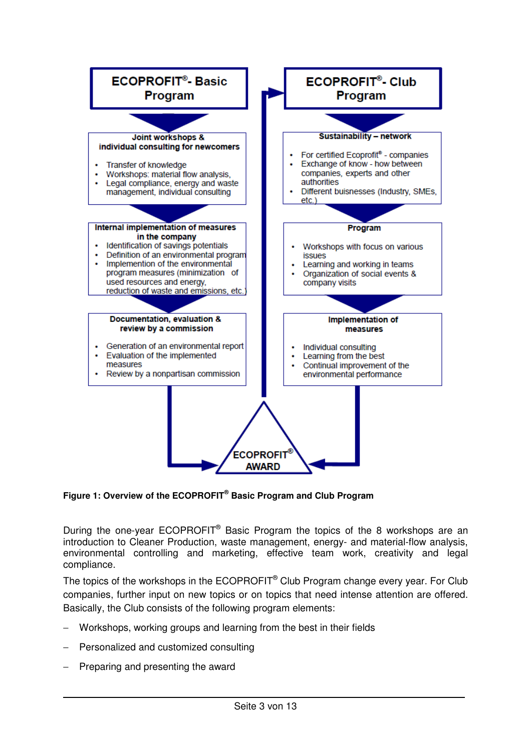**ECOPROFIT®- Basic Program**

**Joint workshops & individual consulting for newcomers**

- Transfer of knowledge
- Workshops: material flow analysis,
- Legal compliance, energy and waste management, individual consulting

**Internal implementation of measures in the company**

- Identification of savings potentials
- Definition of an environmental program
- Implemention of the environmental program measures (minimization of used resources and energy, reduction of waste and emissions, etc.)

**Documentation, evaluation & review by a commission**

- Generation of an environmental report
- Evaluation of the implemented measures
- Review by a nonpartisan commission

**ECOPROFIT®- Club Program**

**Sustainability – network**

- For certified Ecoprofit® - companies
- Exchange of know - how between companies, experts and other authorities
- Different buisnesses (Industry, SMEs, etc.)

**Program**

- Workshops with focus on various issues
- Learning and working in teams
- Organization of social events & company visits

**Implementation of measures**

- Individual consulting
- Learning from the best
- Continual improvement of the environmental performance

**ECOPROFIT® AWARD**

**Figure 1: Overview of the ECOPROFIT® Basic Program and Club Program**

During the one-year ECOPROFIT® Basic Program the topics of the 8 workshops are an introduction to Cleaner Production, waste management, energy- and material-flow analysis, environmental controlling and marketing, effective team work, creativity and legal compliance.

The topics of the workshops in the ECOPROFIT® Club Program change every year. For Club companies, further input on new topics or on topics that need intense attention are offered. Basically, the Club consists of the following program elements:

- Workshops, working groups and learning from the best in their fields
- Personalized and customized consulting
- Preparing and presenting the award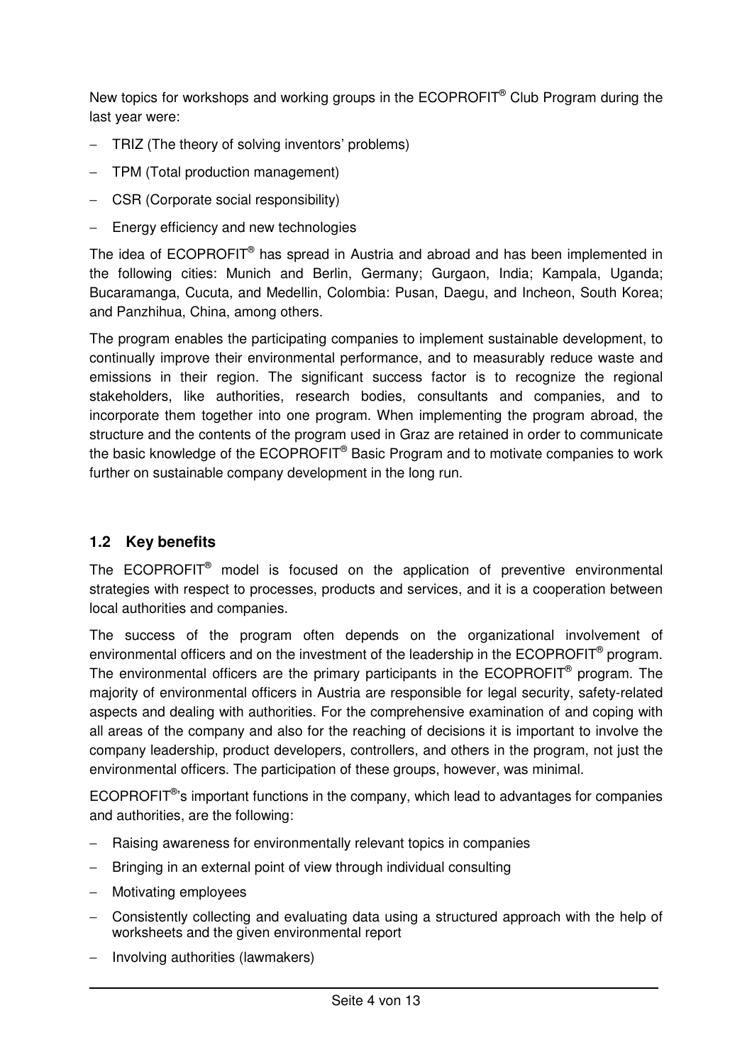New topics for workshops and working groups in the ECOPROFIT® Club Program during the last year were:

- TRIZ (The theory of solving inventors' problems)
- TPM (Total production management)
- CSR (Corporate social responsibility)
- Energy efficiency and new technologies

The idea of ECOPROFIT® has spread in Austria and abroad and has been implemented in the following cities: Munich and Berlin, Germany; Gurgaon, India; Kampala, Uganda; Bucaramanga, Cucuta, and Medellin, Colombia: Pusan, Daegu, and Incheon, South Korea; and Panzhihua, China, among others.

The program enables the participating companies to implement sustainable development, to continually improve their environmental performance, and to measurably reduce waste and emissions in their region. The significant success factor is to recognize the regional stakeholders, like authorities, research bodies, consultants and companies, and to incorporate them together into one program. When implementing the program abroad, the structure and the contents of the program used in Graz are retained in order to communicate the basic knowledge of the ECOPROFIT® Basic Program and to motivate companies to work further on sustainable company development in the long run.

## 1.2 Key benefits

The ECOPROFIT® model is focused on the application of preventive environmental strategies with respect to processes, products and services, and it is a cooperation between local authorities and companies.

The success of the program often depends on the organizational involvement of environmental officers and on the investment of the leadership in the ECOPROFIT® program. The environmental officers are the primary participants in the ECOPROFIT® program. The majority of environmental officers in Austria are responsible for legal security, safety-related aspects and dealing with authorities. For the comprehensive examination of and coping with all areas of the company and also for the reaching of decisions it is important to involve the company leadership, product developers, controllers, and others in the program, not just the environmental officers. The participation of these groups, however, was minimal.

ECOPROFIT®'s important functions in the company, which lead to advantages for companies and authorities, are the following:

- Raising awareness for environmentally relevant topics in companies
- Bringing in an external point of view through individual consulting
- Motivating employees
- Consistently collecting and evaluating data using a structured approach with the help of worksheets and the given environmental report
- Involving authorities (lawmakers)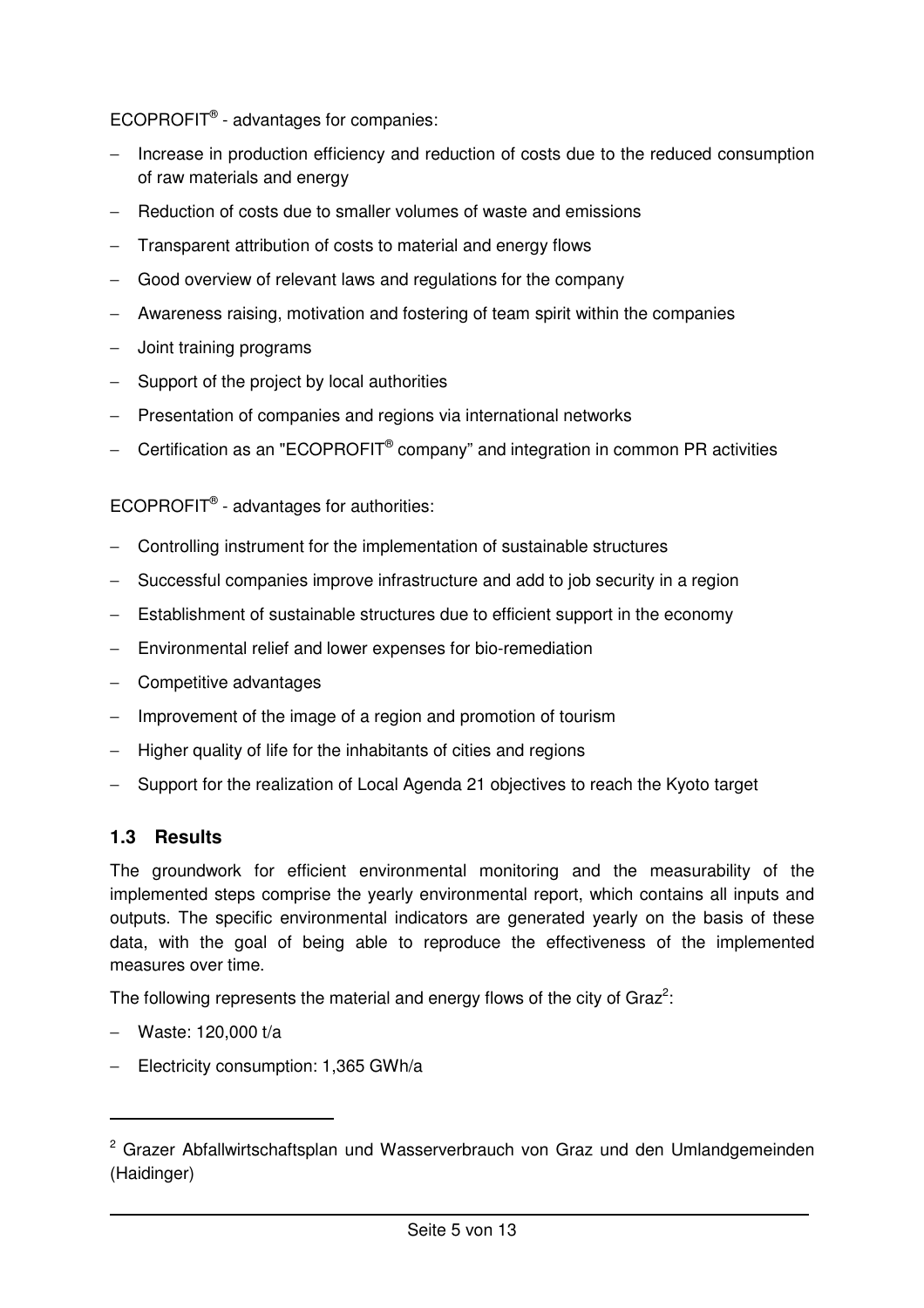ECOPROFIT® - advantages for companies:

- Increase in production efficiency and reduction of costs due to the reduced consumption of raw materials and energy
- Reduction of costs due to smaller volumes of waste and emissions
- Transparent attribution of costs to material and energy flows
- Good overview of relevant laws and regulations for the company
- Awareness raising, motivation and fostering of team spirit within the companies
- Joint training programs
- Support of the project by local authorities
- Presentation of companies and regions via international networks
- Certification as an "ECOPROFIT® company" and integration in common PR activities

ECOPROFIT® - advantages for authorities:

- Controlling instrument for the implementation of sustainable structures
- Successful companies improve infrastructure and add to job security in a region
- Establishment of sustainable structures due to efficient support in the economy
- Environmental relief and lower expenses for bio-remediation
- Competitive advantages
- Improvement of the image of a region and promotion of tourism
- Higher quality of life for the inhabitants of cities and regions
- Support for the realization of Local Agenda 21 objectives to reach the Kyoto target

## 1.3 Results

The groundwork for efficient environmental monitoring and the measurability of the implemented steps comprise the yearly environmental report, which contains all inputs and outputs. The specific environmental indicators are generated yearly on the basis of these data, with the goal of being able to reproduce the effectiveness of the implemented measures over time.

The following represents the material and energy flows of the city of Graz[2]:

- Waste: 120,000 t/a
- Electricity consumption: 1,365 GWh/a

---

[2] Grazer Abfallwirtschaftsplan und Wasserverbrauch von Graz und den Umlandgemeinden (Haidinger)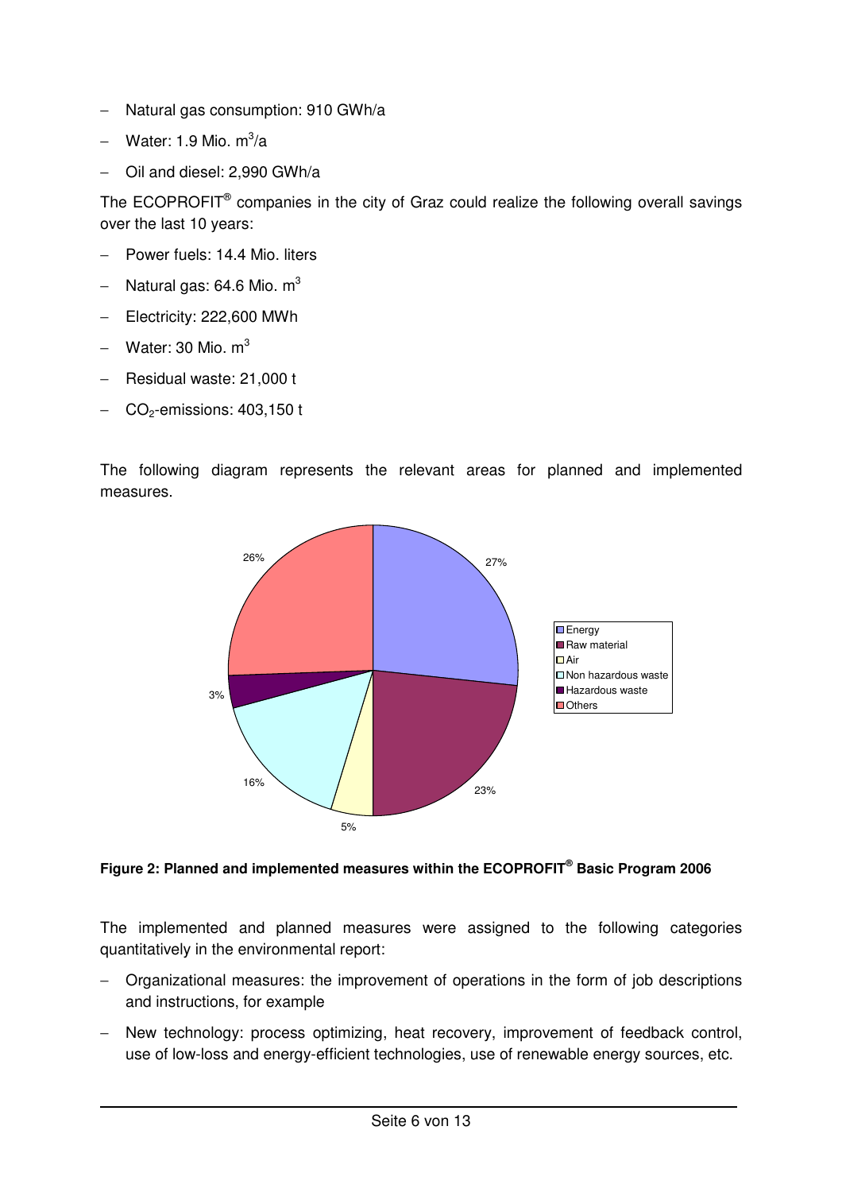- Natural gas consumption: 910 GWh/a
- Water: 1.9 Mio. $m^3$/a
- Oil and diesel: 2,990 GWh/a

The ECOPROFIT® companies in the city of Graz could realize the following overall savings over the last 10 years:

- Power fuels: 14.4 Mio. liters
- Natural gas: 64.6 Mio. $m^3$
- Electricity: 222,600 MWh
- Water: 30 Mio. $m^3$
- Residual waste: 21,000 t
- $CO_2$-emissions: 403,150 t

The following diagram represents the relevant areas for planned and implemented measures.

**Figure 2: Planned and implemented measures within the ECOPROFIT® Basic Program 2006**

The implemented and planned measures were assigned to the following categories quantitatively in the environmental report:

- Organizational measures: the improvement of operations in the form of job descriptions and instructions, for example
- New technology: process optimizing, heat recovery, improvement of feedback control, use of low-loss and energy-efficient technologies, use of renewable energy sources, etc.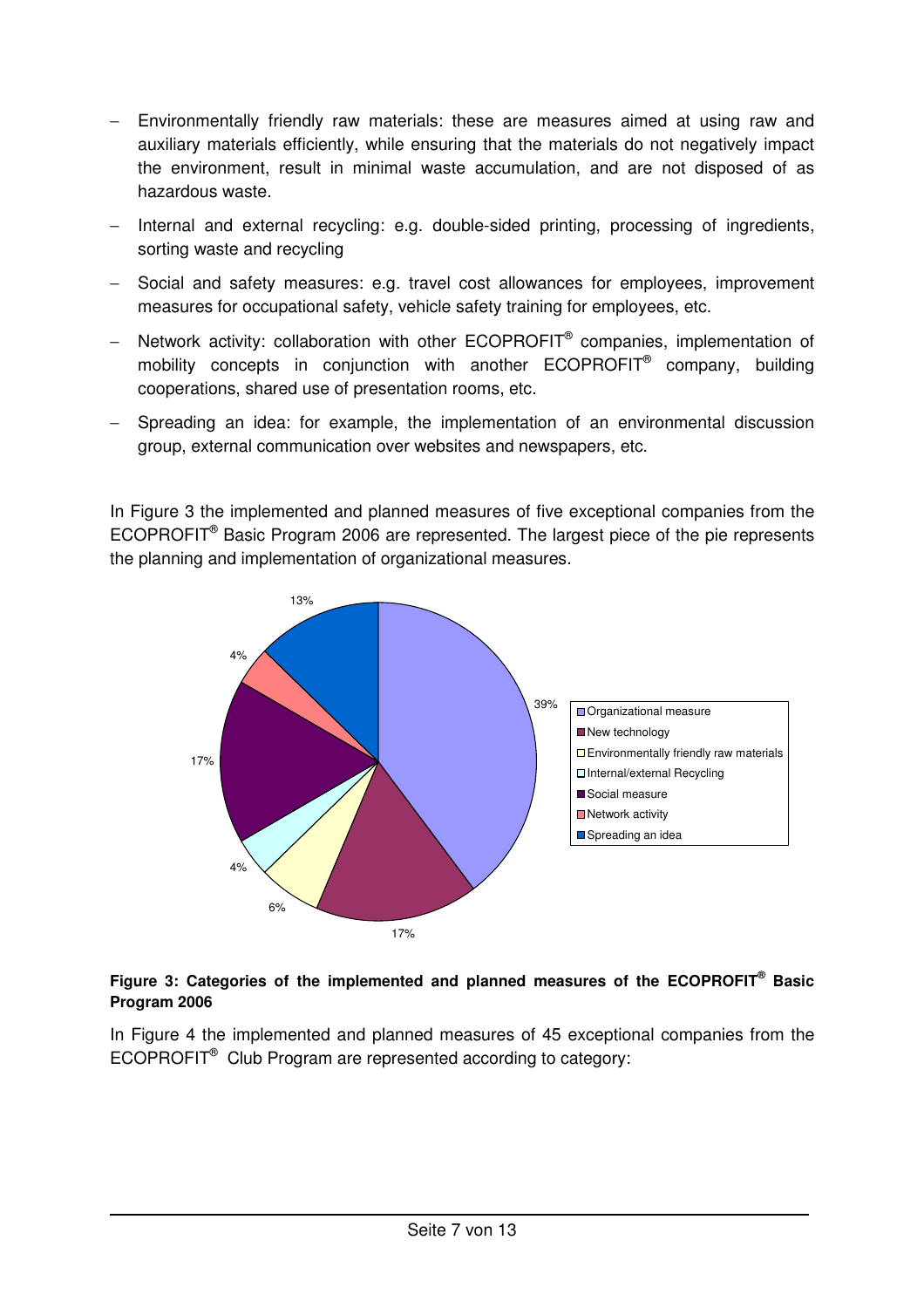- Environmentally friendly raw materials: these are measures aimed at using raw and auxiliary materials efficiently, while ensuring that the materials do not negatively impact the environment, result in minimal waste accumulation, and are not disposed of as hazardous waste.
- Internal and external recycling: e.g. double-sided printing, processing of ingredients, sorting waste and recycling
- Social and safety measures: e.g. travel cost allowances for employees, improvement measures for occupational safety, vehicle safety training for employees, etc.
- Network activity: collaboration with other ECOPROFIT® companies, implementation of mobility concepts in conjunction with another ECOPROFIT® company, building cooperations, shared use of presentation rooms, etc.
- Spreading an idea: for example, the implementation of an environmental discussion group, external communication over websites and newspapers, etc.

In Figure 3 the implemented and planned measures of five exceptional companies from the ECOPROFIT® Basic Program 2006 are represented. The largest piece of the pie represents the planning and implementation of organizational measures.

| Category | Share |
|---|---|
| Organizational measure | 39% |
| New technology | 17% |
| Environmentally friendly raw materials | 6% |
| Internal/external Recycling | 4% |
| Social measure | 17% |
| Network activity | 4% |
| Spreading an idea | 13% |

**Figure 3: Categories of the implemented and planned measures of the ECOPROFIT® Basic Program 2006**

In Figure 4 the implemented and planned measures of 45 exceptional companies from the ECOPROFIT® Club Program are represented according to category: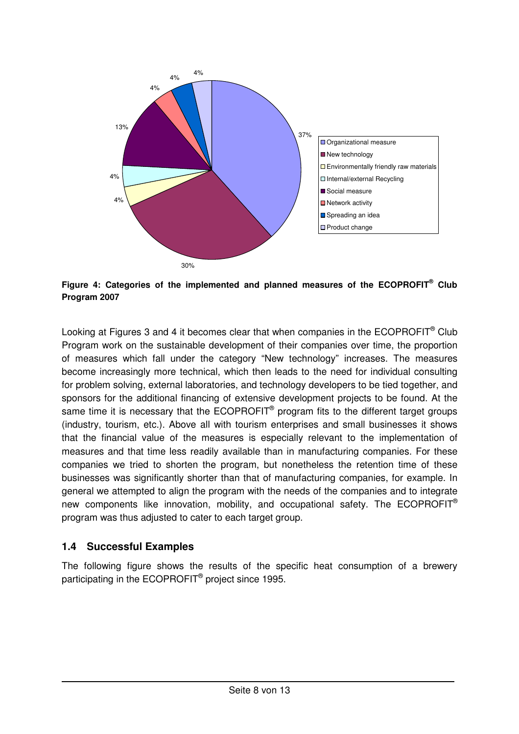**Figure 4: Categories of the implemented and planned measures of the ECOPROFIT® Club Program 2007**

Looking at Figures 3 and 4 it becomes clear that when companies in the ECOPROFIT® Club Program work on the sustainable development of their companies over time, the proportion of measures which fall under the category "New technology" increases. The measures become increasingly more technical, which then leads to the need for individual consulting for problem solving, external laboratories, and technology developers to be tied together, and sponsors for the additional financing of extensive development projects to be found. At the same time it is necessary that the ECOPROFIT® program fits to the different target groups (industry, tourism, etc.). Above all with tourism enterprises and small businesses it shows that the financial value of the measures is especially relevant to the implementation of measures and that time less readily available than in manufacturing companies. For these companies we tried to shorten the program, but nonetheless the retention time of these businesses was significantly shorter than that of manufacturing companies, for example. In general we attempted to align the program with the needs of the companies and to integrate new components like innovation, mobility, and occupational safety. The ECOPROFIT® program was thus adjusted to cater to each target group.

## 1.4 Successful Examples

The following figure shows the results of the specific heat consumption of a brewery participating in the ECOPROFIT® project since 1995.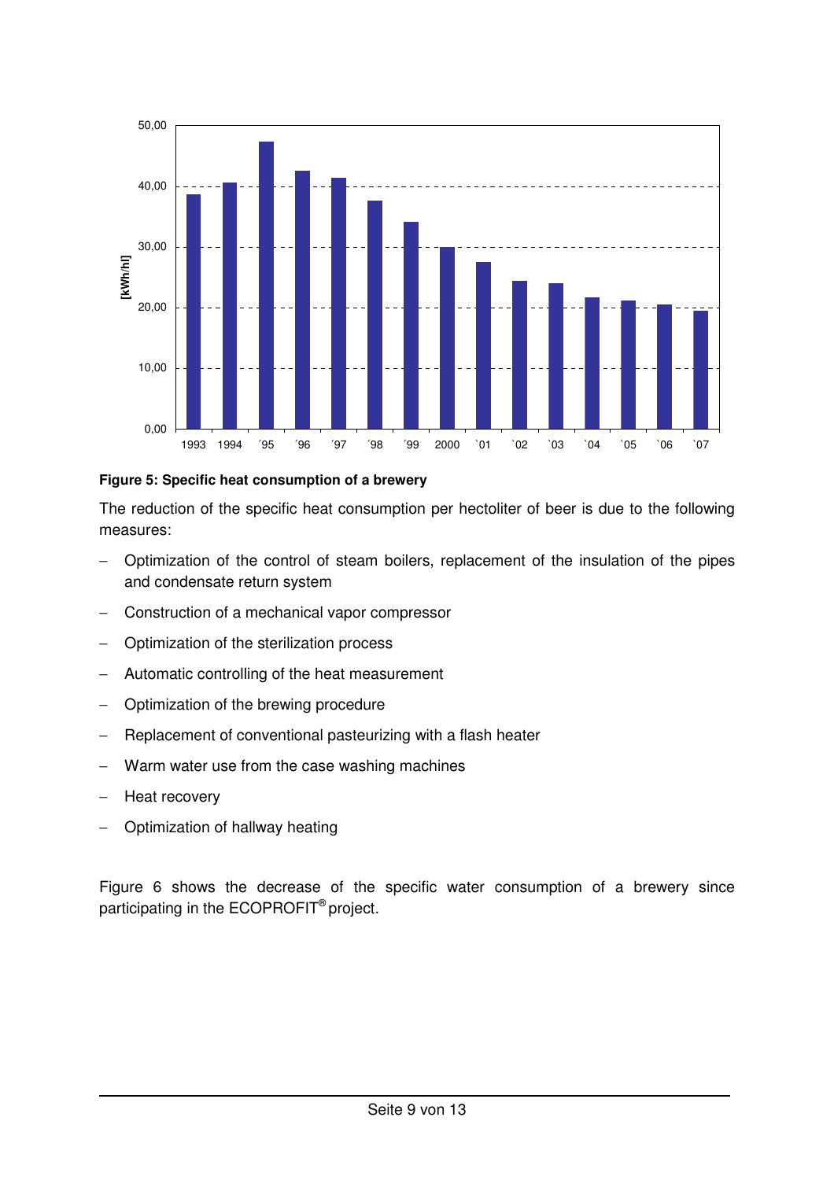**Figure 5: Specific heat consumption of a brewery**

The reduction of the specific heat consumption per hectoliter of beer is due to the following measures:

- Optimization of the control of steam boilers, replacement of the insulation of the pipes and condensate return system
- Construction of a mechanical vapor compressor
- Optimization of the sterilization process
- Automatic controlling of the heat measurement
- Optimization of the brewing procedure
- Replacement of conventional pasteurizing with a flash heater
- Warm water use from the case washing machines
- Heat recovery
- Optimization of hallway heating

Figure 6 shows the decrease of the specific water consumption of a brewery since participating in the ECOPROFIT® project.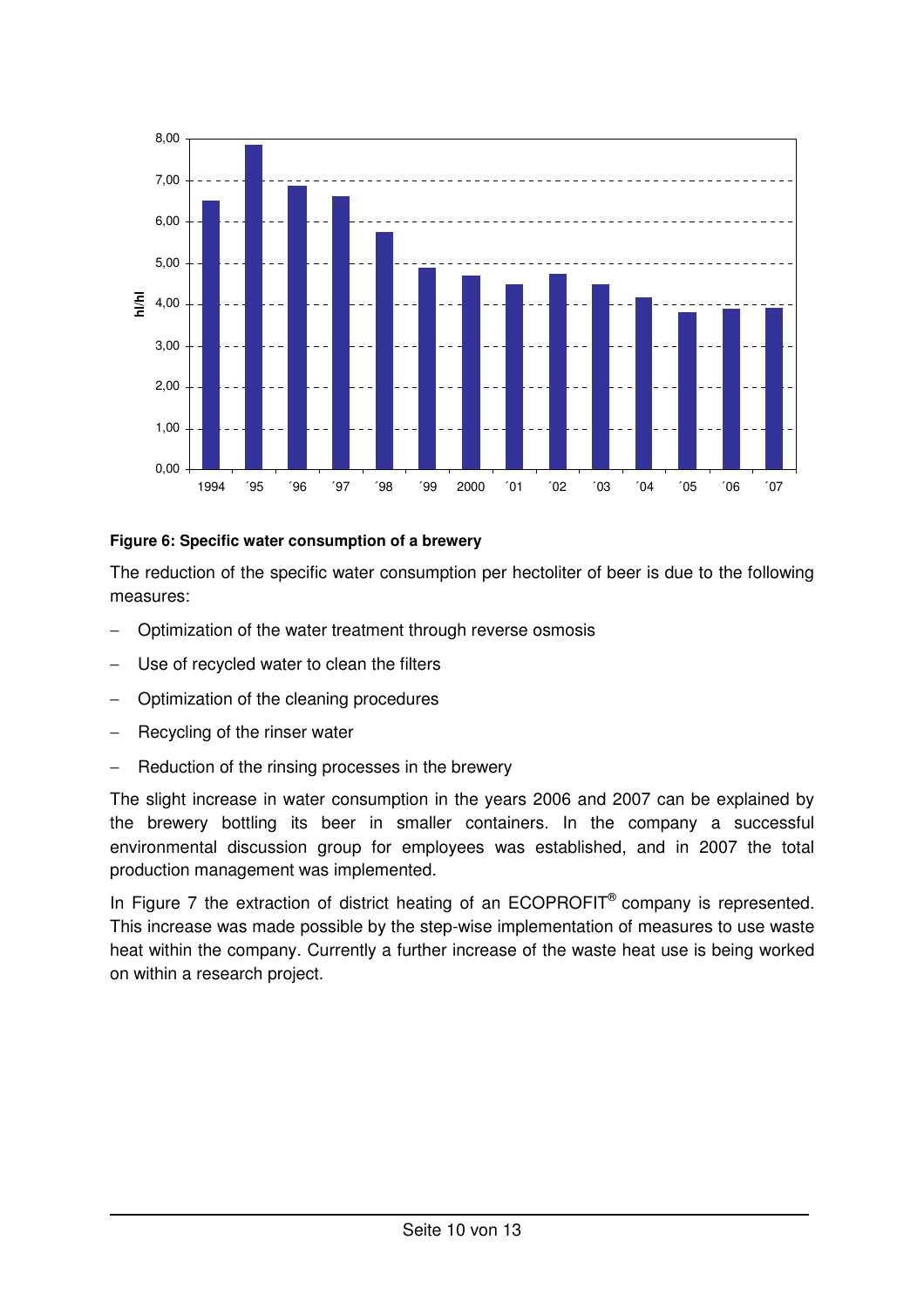**Figure 6: Specific water consumption of a brewery**

The reduction of the specific water consumption per hectoliter of beer is due to the following measures:

- Optimization of the water treatment through reverse osmosis
- Use of recycled water to clean the filters
- Optimization of the cleaning procedures
- Recycling of the rinser water
- Reduction of the rinsing processes in the brewery

The slight increase in water consumption in the years 2006 and 2007 can be explained by the brewery bottling its beer in smaller containers. In the company a successful environmental discussion group for employees was established, and in 2007 the total production management was implemented.

In Figure 7 the extraction of district heating of an ECOPROFIT® company is represented. This increase was made possible by the step-wise implementation of measures to use waste heat within the company. Currently a further increase of the waste heat use is being worked on within a research project.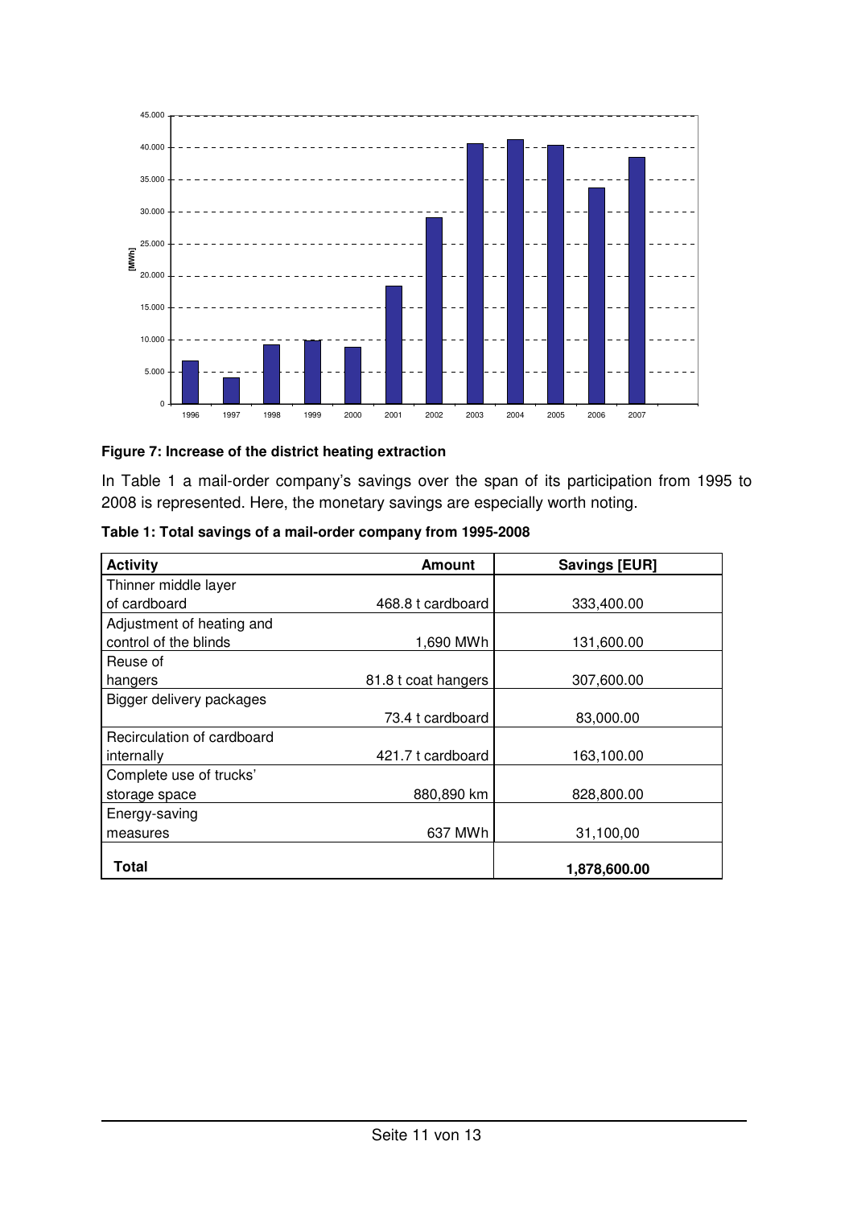**Figure 7: Increase of the district heating extraction**

In Table 1 a mail-order company's savings over the span of its participation from 1995 to 2008 is represented. Here, the monetary savings are especially worth noting.

**Table 1: Total savings of a mail-order company from 1995-2008**

| Activity | Amount | Savings [EUR] |
|---|---|---|
| Thinner middle layer of cardboard | 468.8 t cardboard | 333,400.00 |
| Adjustment of heating and control of the blinds | 1,690 MWh | 131,600.00 |
| Reuse of hangers | 81.8 t coat hangers | 307,600.00 |
| Bigger delivery packages | 73.4 t cardboard | 83,000.00 |
| Recirculation of cardboard internally | 421.7 t cardboard | 163,100.00 |
| Complete use of trucks' storage space | 880,890 km | 828,800.00 |
| Energy-saving measures | 637 MWh | 31,100,00 |
| **Total** | | **1,878,600.00** |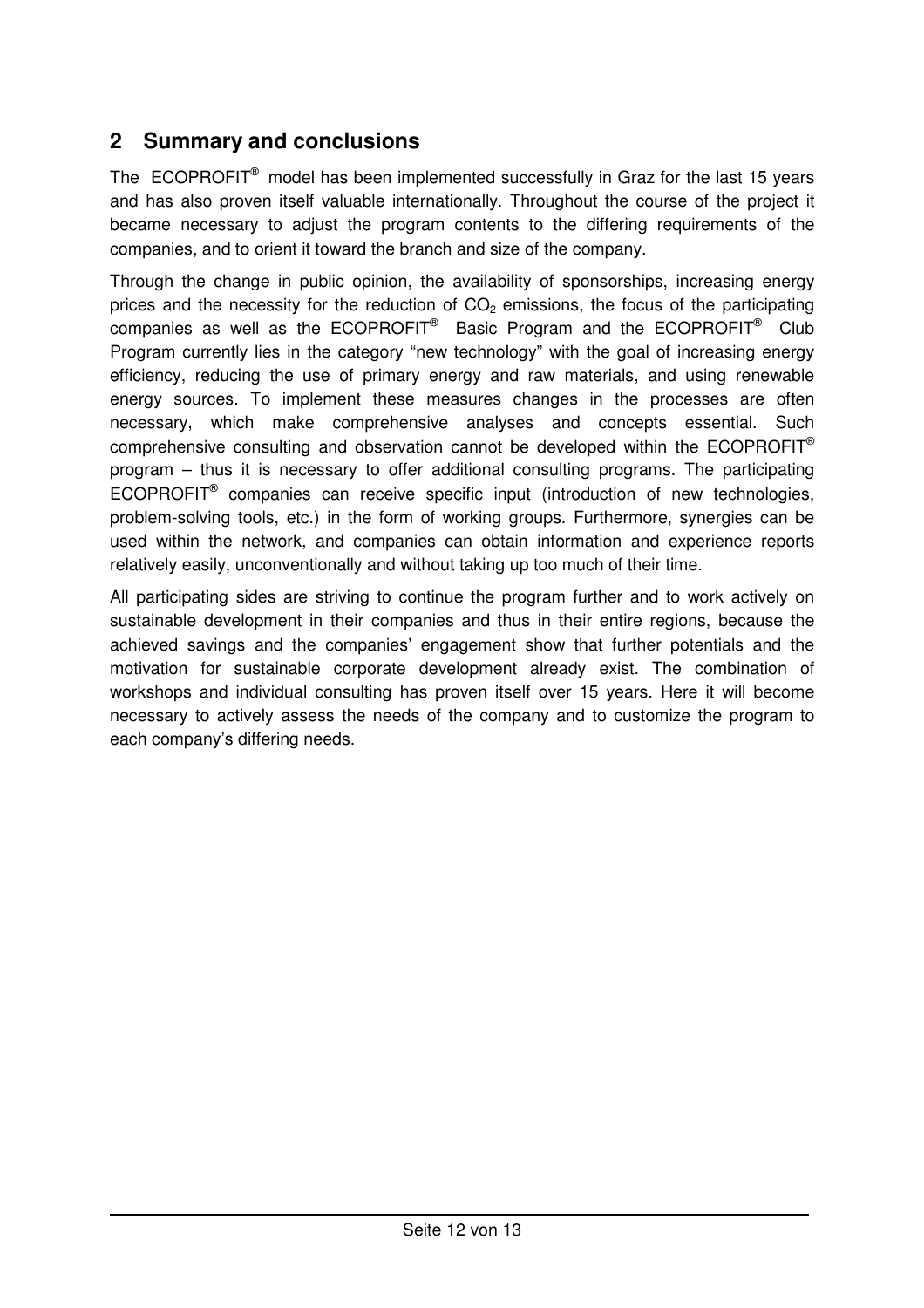## 2 Summary and conclusions

The ECOPROFIT® model has been implemented successfully in Graz for the last 15 years and has also proven itself valuable internationally. Throughout the course of the project it became necessary to adjust the program contents to the differing requirements of the companies, and to orient it toward the branch and size of the company.

Through the change in public opinion, the availability of sponsorships, increasing energy prices and the necessity for the reduction of $CO_2$ emissions, the focus of the participating companies as well as the ECOPROFIT® Basic Program and the ECOPROFIT® Club Program currently lies in the category "new technology" with the goal of increasing energy efficiency, reducing the use of primary energy and raw materials, and using renewable energy sources. To implement these measures changes in the processes are often necessary, which make comprehensive analyses and concepts essential. Such comprehensive consulting and observation cannot be developed within the ECOPROFIT® program – thus it is necessary to offer additional consulting programs. The participating ECOPROFIT® companies can receive specific input (introduction of new technologies, problem-solving tools, etc.) in the form of working groups. Furthermore, synergies can be used within the network, and companies can obtain information and experience reports relatively easily, unconventionally and without taking up too much of their time.

All participating sides are striving to continue the program further and to work actively on sustainable development in their companies and thus in their entire regions, because the achieved savings and the companies' engagement show that further potentials and the motivation for sustainable corporate development already exist. The combination of workshops and individual consulting has proven itself over 15 years. Here it will become necessary to actively assess the needs of the company and to customize the program to each company's differing needs.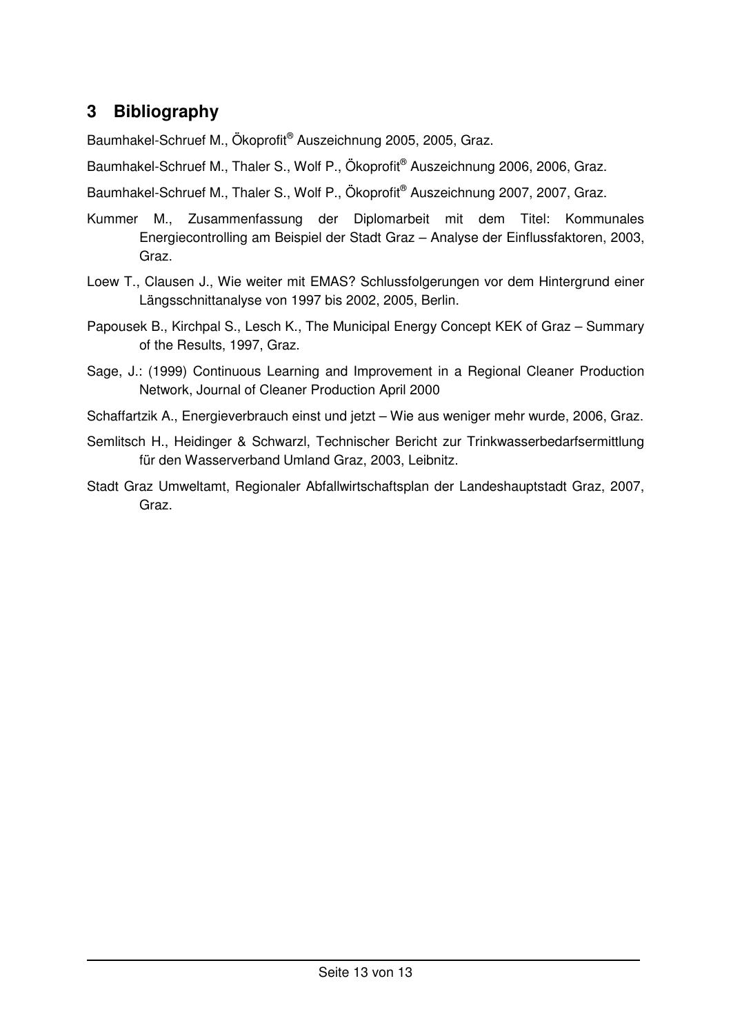## 3 Bibliography

Baumhakel-Schruef M., Ökoprofit® Auszeichnung 2005, 2005, Graz.

Baumhakel-Schruef M., Thaler S., Wolf P., Ökoprofit® Auszeichnung 2006, 2006, Graz.

Baumhakel-Schruef M., Thaler S., Wolf P., Ökoprofit® Auszeichnung 2007, 2007, Graz.

Kummer M., Zusammenfassung der Diplomarbeit mit dem Titel: Kommunales Energiecontrolling am Beispiel der Stadt Graz – Analyse der Einflussfaktoren, 2003, Graz.

Loew T., Clausen J., Wie weiter mit EMAS? Schlussfolgerungen vor dem Hintergrund einer Längsschnittanalyse von 1997 bis 2002, 2005, Berlin.

Papousek B., Kirchpal S., Lesch K., The Municipal Energy Concept KEK of Graz – Summary of the Results, 1997, Graz.

Sage, J.: (1999) Continuous Learning and Improvement in a Regional Cleaner Production Network, Journal of Cleaner Production April 2000

Schaffartzik A., Energieverbrauch einst und jetzt – Wie aus weniger mehr wurde, 2006, Graz.

Semlitsch H., Heidinger & Schwarzl, Technischer Bericht zur Trinkwasserbedarfsermittlung für den Wasserverband Umland Graz, 2003, Leibnitz.

Stadt Graz Umweltamt, Regionaler Abfallwirtschaftsplan der Landeshauptstadt Graz, 2007, Graz.